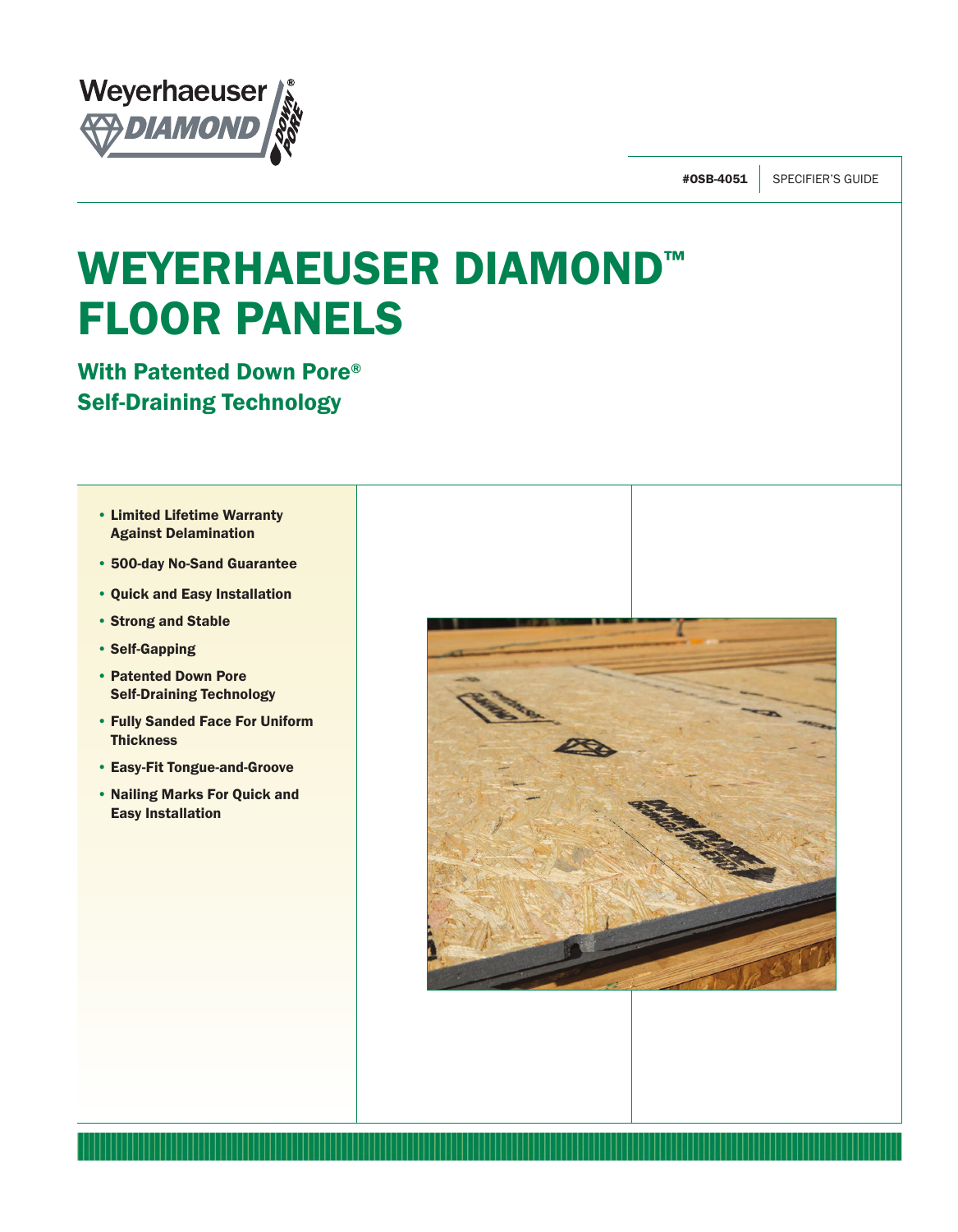Weyerhaeuser DIAMOND DOWN PORE

#OSB-4051 | SPECIFIER'S GUIDE

# WEYERHAEUSER DIAMOND™ FLOOR PANELS

## With Patented Down Pore® Self-Draining Technology

- Limited Lifetime Warranty Against Delamination
- 500-day No-Sand Guarantee
- Quick and Easy Installation
- Strong and Stable
- Self-Gapping
- Patented Down Pore Self-Draining Technology
- Fully Sanded Face For Uniform Thickness
- Easy-Fit Tongue-and-Groove
- Nailing Marks For Quick and Easy Installation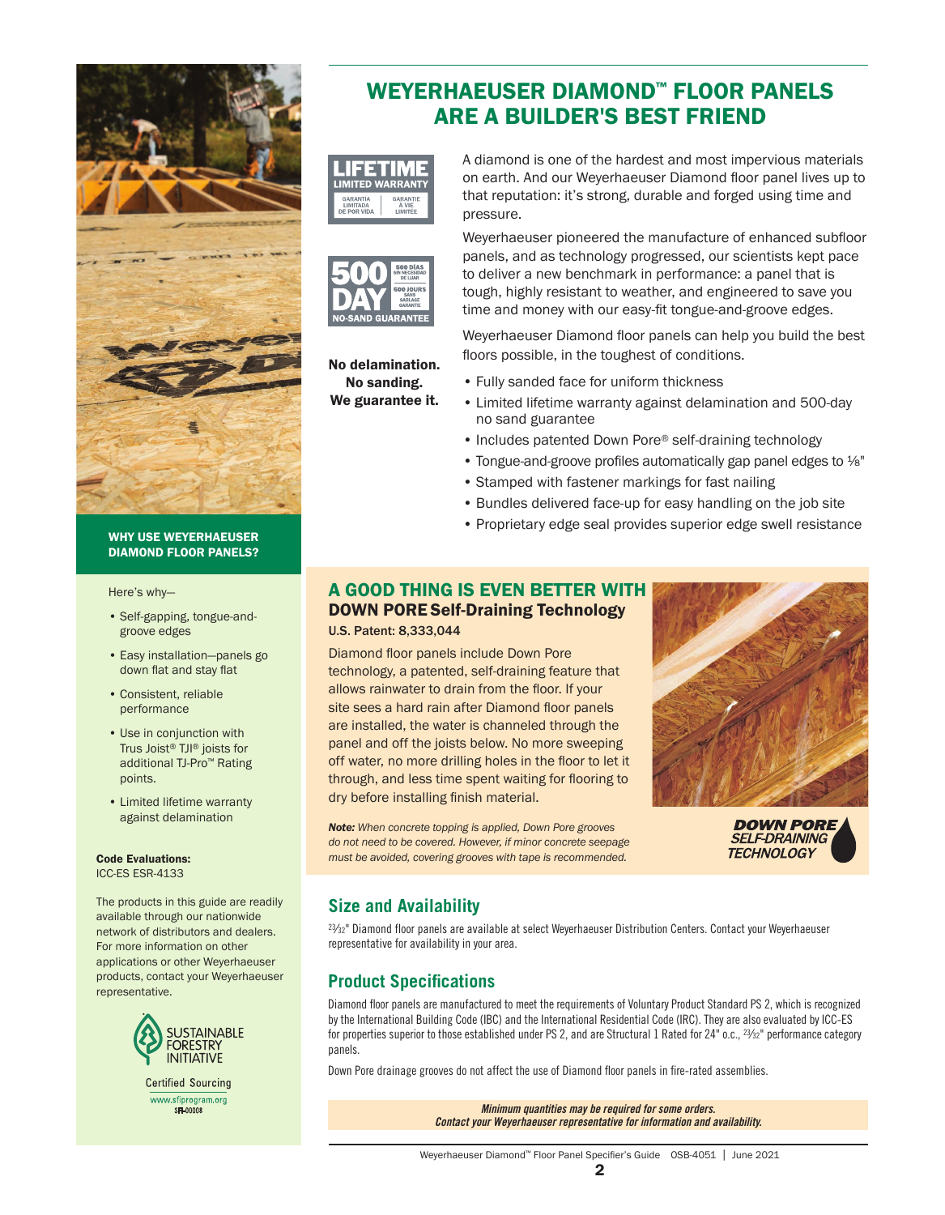# WEYERHAEUSER DIAMOND™ FLOOR PANELS ARE A BUILDER'S BEST FRIEND

LIFETIME LIMITED WARRANTY
GARANTIA LIMITADA DE POR VIDA | GARANTIE À VIE LIMITÉE

500 DAY NO-SAND GUARANTEE
500 DÍAS SIN NECESIDAD DE LIJAR | 500 JOURS SANS SABLAGE GARANTIE

**No delamination. No sanding. We guarantee it.**

A diamond is one of the hardest and most impervious materials on earth. And our Weyerhaeuser Diamond floor panel lives up to that reputation: it's strong, durable and forged using time and pressure.

Weyerhaeuser pioneered the manufacture of enhanced subfloor panels, and as technology progressed, our scientists kept pace to deliver a new benchmark in performance: a panel that is tough, highly resistant to weather, and engineered to save you time and money with our easy-fit tongue-and-groove edges.

Weyerhaeuser Diamond floor panels can help you build the best floors possible, in the toughest of conditions.

- Fully sanded face for uniform thickness
- Limited lifetime warranty against delamination and 500-day no sand guarantee
- Includes patented Down Pore® self-draining technology
- Tongue-and-groove profiles automatically gap panel edges to ⅛"
- Stamped with fastener markings for fast nailing
- Bundles delivered face-up for easy handling on the job site
- Proprietary edge seal provides superior edge swell resistance

**WHY USE WEYERHAEUSER DIAMOND FLOOR PANELS?**

Here's why—

- Self-gapping, tongue-and-groove edges
- Easy installation—panels go down flat and stay flat
- Consistent, reliable performance
- Use in conjunction with Trus Joist® TJI® joists for additional TJ-Pro™ Rating points.
- Limited lifetime warranty against delamination

**Code Evaluations:**
ICC-ES ESR-4133

The products in this guide are readily available through our nationwide network of distributors and dealers. For more information on other applications or other Weyerhaeuser products, contact your Weyerhaeuser representative.

SUSTAINABLE FORESTRY INITIATIVE
Certified Sourcing
www.sfiprogram.org
SFI-00008

## A GOOD THING IS EVEN BETTER WITH DOWN PORE Self-Draining Technology

**U.S. Patent: 8,333,044**

Diamond floor panels include Down Pore technology, a patented, self-draining feature that allows rainwater to drain from the floor. If your site sees a hard rain after Diamond floor panels are installed, the water is channeled through the panel and off the joists below. No more sweeping off water, no more drilling holes in the floor to let it through, and less time spent waiting for flooring to dry before installing finish material.

*__Note:__ When concrete topping is applied, Down Pore grooves do not need to be covered. However, if minor concrete seepage must be avoided, covering grooves with tape is recommended.*

DOWN PORE SELF-DRAINING TECHNOLOGY

## Size and Availability

23⁄32" Diamond floor panels are available at select Weyerhaeuser Distribution Centers. Contact your Weyerhaeuser representative for availability in your area.

## Product Specifications

Diamond floor panels are manufactured to meet the requirements of Voluntary Product Standard PS 2, which is recognized by the International Building Code (IBC) and the International Residential Code (IRC). They are also evaluated by ICC-ES for properties superior to those established under PS 2, and are Structural 1 Rated for 24" o.c., 23⁄32" performance category panels.

Down Pore drainage grooves do not affect the use of Diamond floor panels in fire-rated assemblies.

***Minimum quantities may be required for some orders. Contact your Weyerhaeuser representative for information and availability.***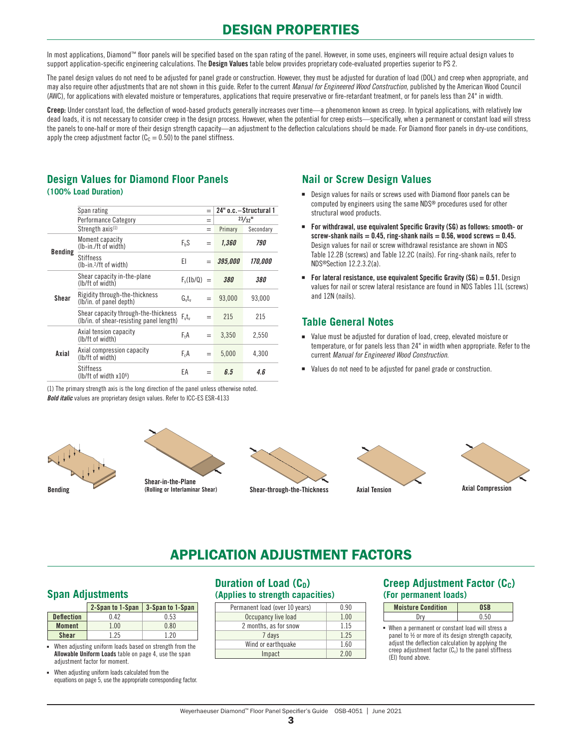# DESIGN PROPERTIES

In most applications, Diamond™ floor panels will be specified based on the span rating of the panel. However, in some uses, engineers will require actual design values to support application-specific engineering calculations. The **Design Values** table below provides proprietary code-evaluated properties superior to PS 2.

The panel design values do not need to be adjusted for panel grade or construction. However, they must be adjusted for duration of load (DOL) and creep when appropriate, and may also require other adjustments that are not shown in this guide. Refer to the current *Manual for Engineered Wood Construction*, published by the American Wood Council (AWC), for applications with elevated moisture or temperatures, applications that require preservative or fire-retardant treatment, or for panels less than 24" in width.

**Creep:** Under constant load, the deflection of wood-based products generally increases over time—a phenomenon known as creep. In typical applications, with relatively low dead loads, it is not necessary to consider creep in the design process. However, when the potential for creep exists—specifically, when a permanent or constant load will stress the panels to one-half or more of their design strength capacity—an adjustment to the deflection calculations should be made. For Diamond floor panels in dry-use conditions, apply the creep adjustment factor ($C_C = 0.50$) to the panel stiffness.

## Design Values for Diamond Floor Panels

**(100% Load Duration)**

| | | | | 24" o.c.–Structural 1 | |
|---|---|---|---|---|---|
| | Span rating | | = | 24" o.c.–Structural 1 | |
| | Performance Category | | = | 23/32" | |
| | Strength axis(1) | | = | Primary | Secondary |
| **Bending** | Moment capacity (lb-in./ft of width) | $F_bS$ | = | ***1,360*** | ***790*** |
| | Stiffness (lb-in.²/ft of width) | EI | = | ***395,000*** | ***170,000*** |
| **Shear** | Shear capacity in-the-plane (lb/ft of width) | $F_s(Ib/Q)$ | = | ***380*** | ***380*** |
| | Rigidity through-the-thickness (lb/in. of panel depth) | $G_vt_v$ | = | 93,000 | 93,000 |
| | Shear capacity through-the-thickness (lb/in. of shear-resisting panel length) | $F_vt_v$ | = | 215 | 215 |
| **Axial** | Axial tension capacity (lb/ft of width) | $F_tA$ | = | 3,350 | 2,550 |
| | Axial compression capacity (lb/ft of width) | $F_cA$ | = | 5,000 | 4,300 |
| | Stiffness (lb/ft of width x10⁶) | EA | = | ***6.5*** | ***4.6*** |

(1) The primary strength axis is the long direction of the panel unless otherwise noted.
***Bold italic*** values are proprietary design values. Refer to ICC-ES ESR-4133

## Nail or Screw Design Values

- Design values for nails or screws used with Diamond floor panels can be computed by engineers using the same NDS® procedures used for other structural wood products.
- **For withdrawal, use equivalent Specific Gravity (SG) as follows: smooth- or screw-shank nails = 0.45, ring-shank nails = 0.56, wood screws = 0.45.** Design values for nail or screw withdrawal resistance are shown in NDS Table 12.2B (screws) and Table 12.2C (nails). For ring-shank nails, refer to NDS®Section 12.2.3.2(a).
- **For lateral resistance, use equivalent Specific Gravity (SG) = 0.51.** Design values for nail or screw lateral resistance are found in NDS Tables 11L (screws) and 12N (nails).

## Table General Notes

- Value must be adjusted for duration of load, creep, elevated moisture or temperature, or for panels less than 24" in width when appropriate. Refer to the current *Manual for Engineered Wood Construction*.
- Values do not need to be adjusted for panel grade or construction.

Bending

Shear-in-the-Plane (Rolling or Interlaminar Shear)

Shear-through-the-Thickness

Axial Tension

Axial Compression

# APPLICATION ADJUSTMENT FACTORS

## Span Adjustments

| | 2-Span to 1-Span | 3-Span to 1-Span |
|---|---|---|
| **Deflection** | 0.42 | 0.53 |
| **Moment** | 1.00 | 0.80 |
| **Shear** | 1.25 | 1.20 |

- When adjusting uniform loads based on strength from the **Allowable Uniform Loads** table on page 4, use the span adjustment factor for moment.
- When adjusting uniform loads calculated from the equations on page 5, use the appropriate corresponding factor.

## Duration of Load ($C_D$)

**(Applies to strength capacities)**

| Load | $C_D$ |
|---|---|
| Permanent load (over 10 years) | 0.90 |
| Occupancy live load | 1.00 |
| 2 months, as for snow | 1.15 |
| 7 days | 1.25 |
| Wind or earthquake | 1.60 |
| Impact | 2.00 |

## Creep Adjustment Factor ($C_C$)

**(For permanent loads)**

| Moisture Condition | OSB |
|---|---|
| Dry | 0.50 |

- When a permanent or constant load will stress a panel to ½ or more of its design strength capacity, adjust the deflection calculation by applying the creep adjustment factor ($C_c$) to the panel stiffness (EI) found above.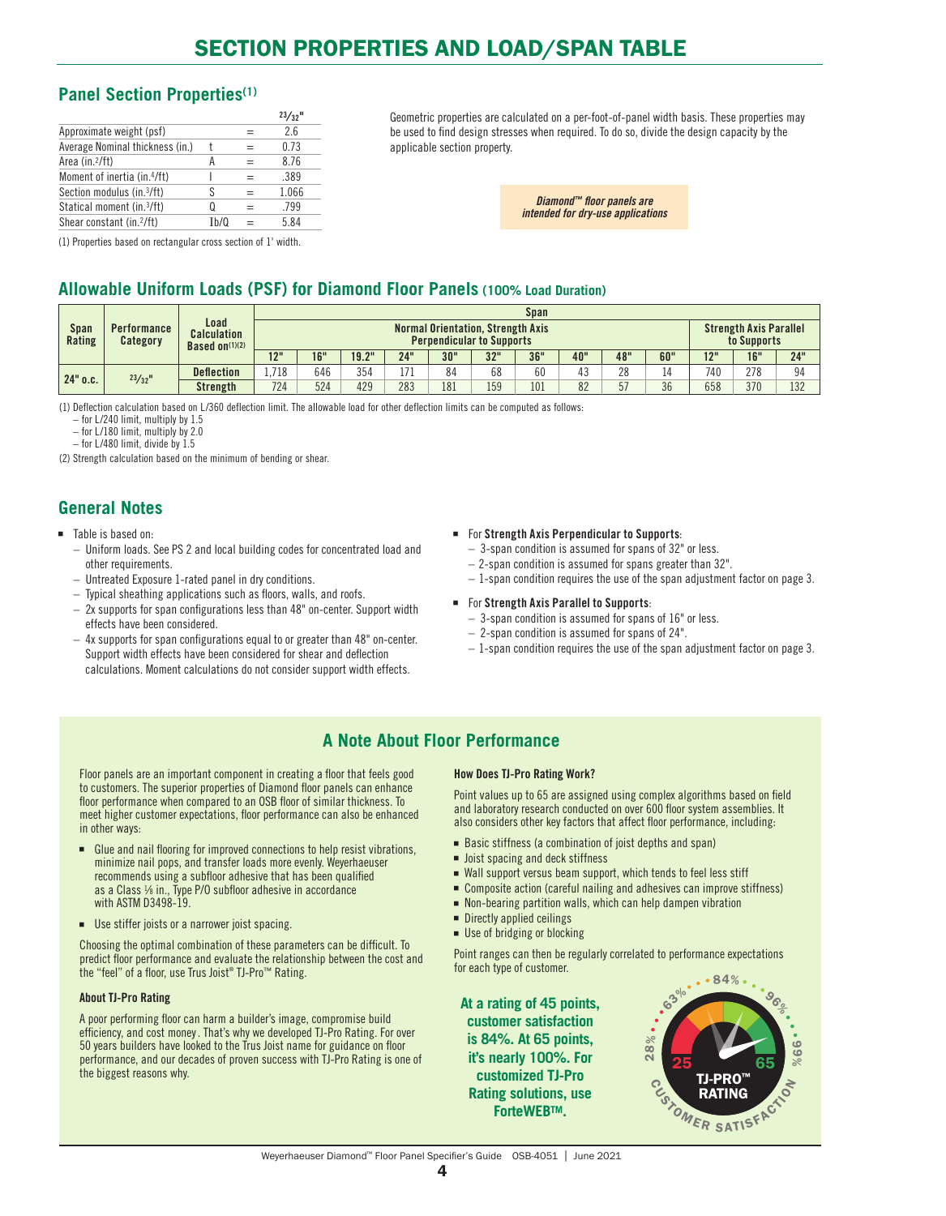# SECTION PROPERTIES AND LOAD/SPAN TABLE

## Panel Section Properties(1)

| | | | 23/32" |
|---|---|---|---|
| Approximate weight (psf) | | = | 2.6 |
| Average Nominal thickness (in.) | t | = | 0.73 |
| Area (in.²/ft) | A | = | 8.76 |
| Moment of inertia (in.⁴/ft) | I | = | .389 |
| Section modulus (in.³/ft) | S | = | 1.066 |
| Statical moment (in.³/ft) | Q | = | .799 |
| Shear constant (in.²/ft) | Ib/Q | = | 5.84 |

(1) Properties based on rectangular cross section of 1' width.

Geometric properties are calculated on a per-foot-of-panel width basis. These properties may be used to find design stresses when required. To do so, divide the design capacity by the applicable section property.

***Diamond™ floor panels are intended for dry-use applications***

## Allowable Uniform Loads (PSF) for Diamond Floor Panels (100% Load Duration)

| Span Rating | Performance Category | Load Calculation Based on(1)(2) | Span | | | | | | | | | | | | |
|---|---|---|---|---|---|---|---|---|---|---|---|---|---|---|---|
| | | | Normal Orientation, Strength Axis Perpendicular to Supports | | | | | | | | | | Strength Axis Parallel to Supports | | |
| | | | 12" | 16" | 19.2" | 24" | 30" | 32" | 36" | 40" | 48" | 60" | 12" | 16" | 24" |
| 24" o.c. | 23/32" | Deflection | 1,718 | 646 | 354 | 171 | 84 | 68 | 60 | 43 | 28 | 14 | 740 | 278 | 94 |
| | | Strength | 724 | 524 | 429 | 283 | 181 | 159 | 101 | 82 | 57 | 36 | 658 | 370 | 132 |

(1) Deflection calculation based on L/360 deflection limit. The allowable load for other deflection limits can be computed as follows:
- for L/240 limit, multiply by 1.5
- for L/180 limit, multiply by 2.0
- for L/480 limit, divide by 1.5

(2) Strength calculation based on the minimum of bending or shear.

## General Notes

- Table is based on:
  - Uniform loads. See PS 2 and local building codes for concentrated load and other requirements.
  - Untreated Exposure 1-rated panel in dry conditions.
  - Typical sheathing applications such as floors, walls, and roofs.
  - 2x supports for span configurations less than 48" on-center. Support width effects have been considered.
  - 4x supports for span configurations equal to or greater than 48" on-center. Support width effects have been considered for shear and deflection calculations. Moment calculations do not consider support width effects.
- For **Strength Axis Perpendicular to Supports**:
  - 3-span condition is assumed for spans of 32" or less.
  - 2-span condition is assumed for spans greater than 32".
  - 1-span condition requires the use of the span adjustment factor on page 3.
- For **Strength Axis Parallel to Supports**:
  - 3-span condition is assumed for spans of 16" or less.
  - 2-span condition is assumed for spans of 24".
  - 1-span condition requires the use of the span adjustment factor on page 3.

## A Note About Floor Performance

Floor panels are an important component in creating a floor that feels good to customers. The superior properties of Diamond floor panels can enhance floor performance when compared to an OSB floor of similar thickness. To meet higher customer expectations, floor performance can also be enhanced in other ways:

- Glue and nail flooring for improved connections to help resist vibrations, minimize nail pops, and transfer loads more evenly. Weyerhaeuser recommends using a subfloor adhesive that has been qualified as a Class ⅛ in., Type P/O subfloor adhesive in accordance with ASTM D3498-19.
- Use stiffer joists or a narrower joist spacing.

Choosing the optimal combination of these parameters can be difficult. To predict floor performance and evaluate the relationship between the cost and the "feel" of a floor, use Trus Joist® TJ-Pro™ Rating.

### About TJ-Pro Rating

A poor performing floor can harm a builder's image, compromise build efficiency, and cost money. That's why we developed TJ-Pro Rating. For over 50 years builders have looked to the Trus Joist name for guidance on floor performance, and our decades of proven success with TJ-Pro Rating is one of the biggest reasons why.

### How Does TJ-Pro Rating Work?

Point values up to 65 are assigned using complex algorithms based on field and laboratory research conducted on over 600 floor system assemblies. It also considers other key factors that affect floor performance, including:

- Basic stiffness (a combination of joist depths and span)
- Joist spacing and deck stiffness
- Wall support versus beam support, which tends to feel less stiff
- Composite action (careful nailing and adhesives can improve stiffness)
- Non-bearing partition walls, which can help dampen vibration
- Directly applied ceilings
- Use of bridging or blocking

Point ranges can then be regularly correlated to performance expectations for each type of customer.

**At a rating of 45 points, customer satisfaction is 84%. At 65 points, it's nearly 100%. For customized TJ-Pro Rating solutions, use ForteWEB™.**

28% 63% 84% 96% 99% 25 65 TJ-PRO™ RATING CUSTOMER SATISFACTION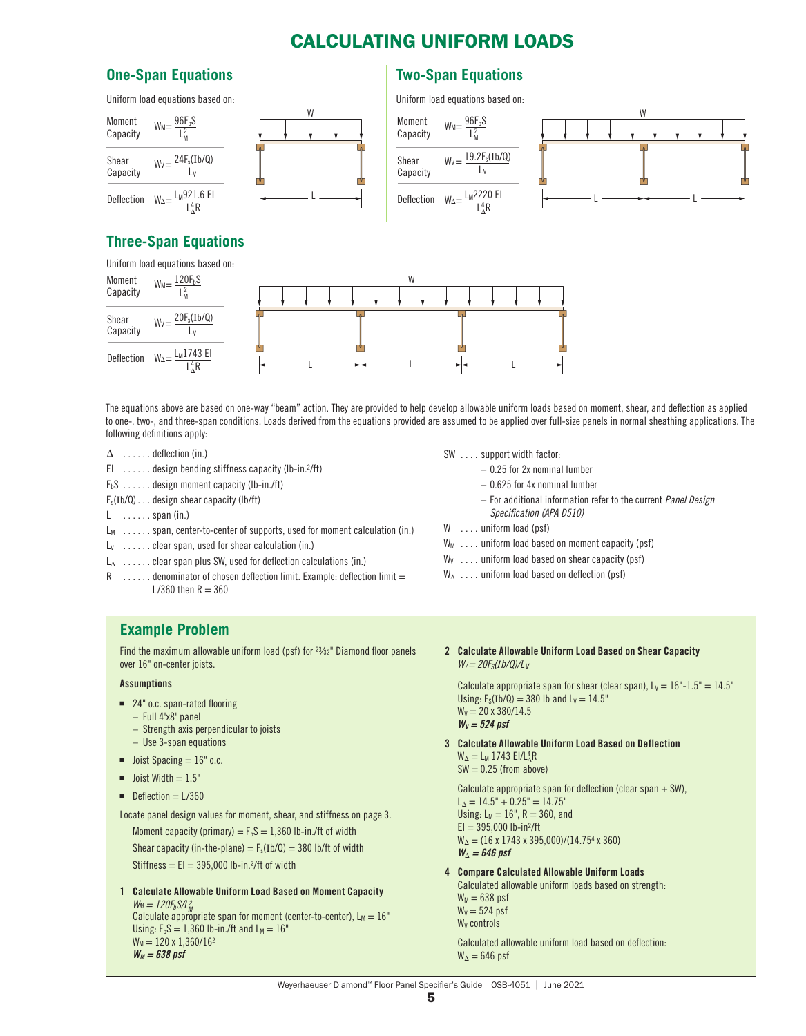# CALCULATING UNIFORM LOADS

## One-Span Equations

Uniform load equations based on:

| | |
|---|---|
| Moment Capacity | $W_M = \frac{96F_bS}{L_M^2}$ |
| Shear Capacity | $W_V = \frac{24F_s(Ib/Q)}{L_V}$ |
| Deflection | $W_\Delta = \frac{L_M 921.6\ EI}{L_\Delta^4 R}$ |

## Two-Span Equations

Uniform load equations based on:

| | |
|---|---|
| Moment Capacity | $W_M = \frac{96F_bS}{L_M^2}$ |
| Shear Capacity | $W_V = \frac{19.2F_s(Ib/Q)}{L_V}$ |
| Deflection | $W_\Delta = \frac{L_M 2220\ EI}{L_\Delta^4 R}$ |

## Three-Span Equations

Uniform load equations based on:

| | |
|---|---|
| Moment Capacity | $W_M = \frac{120F_bS}{L_M^2}$ |
| Shear Capacity | $W_V = \frac{20F_s(Ib/Q)}{L_V}$ |
| Deflection | $W_\Delta = \frac{L_M 1743\ EI}{L_\Delta^4 R}$ |

The equations above are based on one-way "beam" action. They are provided to help develop allowable uniform loads based on moment, shear, and deflection as applied to one-, two-, and three-span conditions. Loads derived from the equations provided are assumed to be applied over full-size panels in normal sheathing applications. The following definitions apply:

- $\Delta$ ...... deflection (in.)
- EI ...... design bending stiffness capacity (lb-in.²/ft)
- $F_bS$ ...... design moment capacity (lb-in./ft)
- $F_s(Ib/Q)$ ... design shear capacity (lb/ft)
- L ...... span (in.)
- $L_M$ ...... span, center-to-center of supports, used for moment calculation (in.)
- $L_V$ ...... clear span, used for shear calculation (in.)
- $L_\Delta$ ...... clear span plus SW, used for deflection calculations (in.)
- R ...... denominator of chosen deflection limit. Example: deflection limit = L/360 then R = 360
- SW .... support width factor:
  - 0.25 for 2x nominal lumber
  - 0.625 for 4x nominal lumber
  - For additional information refer to the current *Panel Design Specification (APA D510)*
- W .... uniform load (psf)
- $W_M$ .... uniform load based on moment capacity (psf)
- $W_V$ .... uniform load based on shear capacity (psf)
- $W_\Delta$ .... uniform load based on deflection (psf)

## Example Problem

Find the maximum allowable uniform load (psf) for 23⁄32" Diamond floor panels over 16" on-center joists.

**Assumptions**

- 24" o.c. span-rated flooring
  - Full 4'x8' panel
  - Strength axis perpendicular to joists
  - Use 3-span equations
- Joist Spacing = 16" o.c.
- Joist Width = 1.5"
- Deflection = L/360

Locate panel design values for moment, shear, and stiffness on page 3.

Moment capacity (primary) = $F_bS$ = 1,360 lb-in./ft of width

Shear capacity (in-the-plane) = $F_s(Ib/Q)$ = 380 lb/ft of width

Stiffness = EI = 395,000 lb-in.²/ft of width

**1 Calculate Allowable Uniform Load Based on Moment Capacity**

*$W_M = 120F_bS/L_M^2$*

Calculate appropriate span for moment (center-to-center), $L_M$ = 16"

Using: $F_bS$ = 1,360 lb-in./ft and $L_M$ = 16"

$W_M = 120 \times 1{,}360/16^2$

***$W_M$ = 638 psf***

**2 Calculate Allowable Uniform Load Based on Shear Capacity**

*$W_V = 20F_S(Ib/Q)/L_V$*

Calculate appropriate span for shear (clear span), $L_V$ = 16"-1.5" = 14.5"

Using: $F_S(Ib/Q)$ = 380 lb and $L_V$ = 14.5"

$W_V = 20 \times 380/14.5$

***$W_V$ = 524 psf***

**3 Calculate Allowable Uniform Load Based on Deflection**

$W_\Delta = L_M\ 1743\ EI/L_\Delta^4 R$

SW = 0.25 (from above)

Calculate appropriate span for deflection (clear span + SW),

$L_\Delta$ = 14.5" + 0.25" = 14.75"

Using: $L_M$ = 16", R = 360, and

EI = 395,000 lb-in²/ft

$W_\Delta = (16 \times 1743 \times 395{,}000)/(14.75^4 \times 360)$

***$W_\Delta$ = 646 psf***

**4 Compare Calculated Allowable Uniform Loads**

Calculated allowable uniform loads based on strength:

$W_M$ = 638 psf

$W_V$ = 524 psf

$W_V$ controls

Calculated allowable uniform load based on deflection:

$W_\Delta$ = 646 psf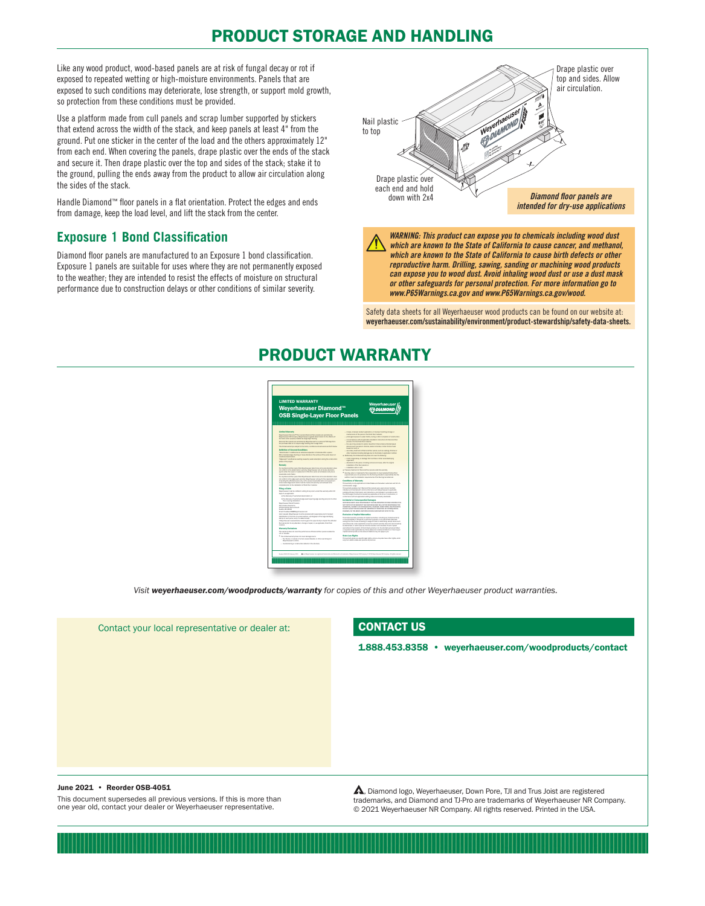## PRODUCT STORAGE AND HANDLING

Like any wood product, wood-based panels are at risk of fungal decay or rot if exposed to repeated wetting or high-moisture environments. Panels that are exposed to such conditions may deteriorate, lose strength, or support mold growth, so protection from these conditions must be provided.

Use a platform made from cull panels and scrap lumber supported by stickers that extend across the width of the stack, and keep panels at least 4" from the ground. Put one sticker in the center of the load and the others approximately 12" from each end. When covering the panels, drape plastic over the ends of the stack and secure it. Then drape plastic over the top and sides of the stack; stake it to the ground, pulling the ends away from the product to allow air circulation along the sides of the stack.

Handle Diamond™ floor panels in a flat orientation. Protect the edges and ends from damage, keep the load level, and lift the stack from the center.

Drape plastic over top and sides. Allow air circulation.

Nail plastic to top

Drape plastic over each end and hold down with 2x4

***Diamond floor panels are intended for dry-use applications***

### Exposure 1 Bond Classification

Diamond floor panels are manufactured to an Exposure 1 bond classification. Exposure 1 panels are suitable for uses where they are not permanently exposed to the weather; they are intended to resist the effects of moisture on structural performance due to construction delays or other conditions of similar severity.

***WARNING: This product can expose you to chemicals including wood dust which are known to the State of California to cause cancer, and methanol, which are known to the State of California to cause birth defects or other reproductive harm. Drilling, sawing, sanding or machining wood products can expose you to wood dust. Avoid inhaling wood dust or use a dust mask or other safeguards for personal protection. For more information go to www.P65Warnings.ca.gov and www.P65Warnings.ca.gov/wood.***

Safety data sheets for all Weyerhaeuser wood products can be found on our website at: **weyerhaeuser.com/sustainability/environment/product-stewardship/safety-data-sheets.**

## PRODUCT WARRANTY

LIMITED WARRANTY
Weyerhaeuser Diamond™
OSB Single-Layer Floor Panels

*Visit **weyerhaeuser.com/woodproducts/warranty** for copies of this and other Weyerhaeuser product warranties.*

Contact your local representative or dealer at:

## CONTACT US

**1.888.453.8358 • weyerhaeuser.com/woodproducts/contact**

**June 2021 • Reorder OSB-4051**

This document supersedes all previous versions. If this is more than one year old, contact your dealer or Weyerhaeuser representative.

, Diamond logo, Weyerhaeuser, Down Pore, TJI and Trus Joist are registered trademarks, and Diamond and TJ-Pro are trademarks of Weyerhaeuser NR Company. © 2021 Weyerhaeuser NR Company. All rights reserved. Printed in the USA.